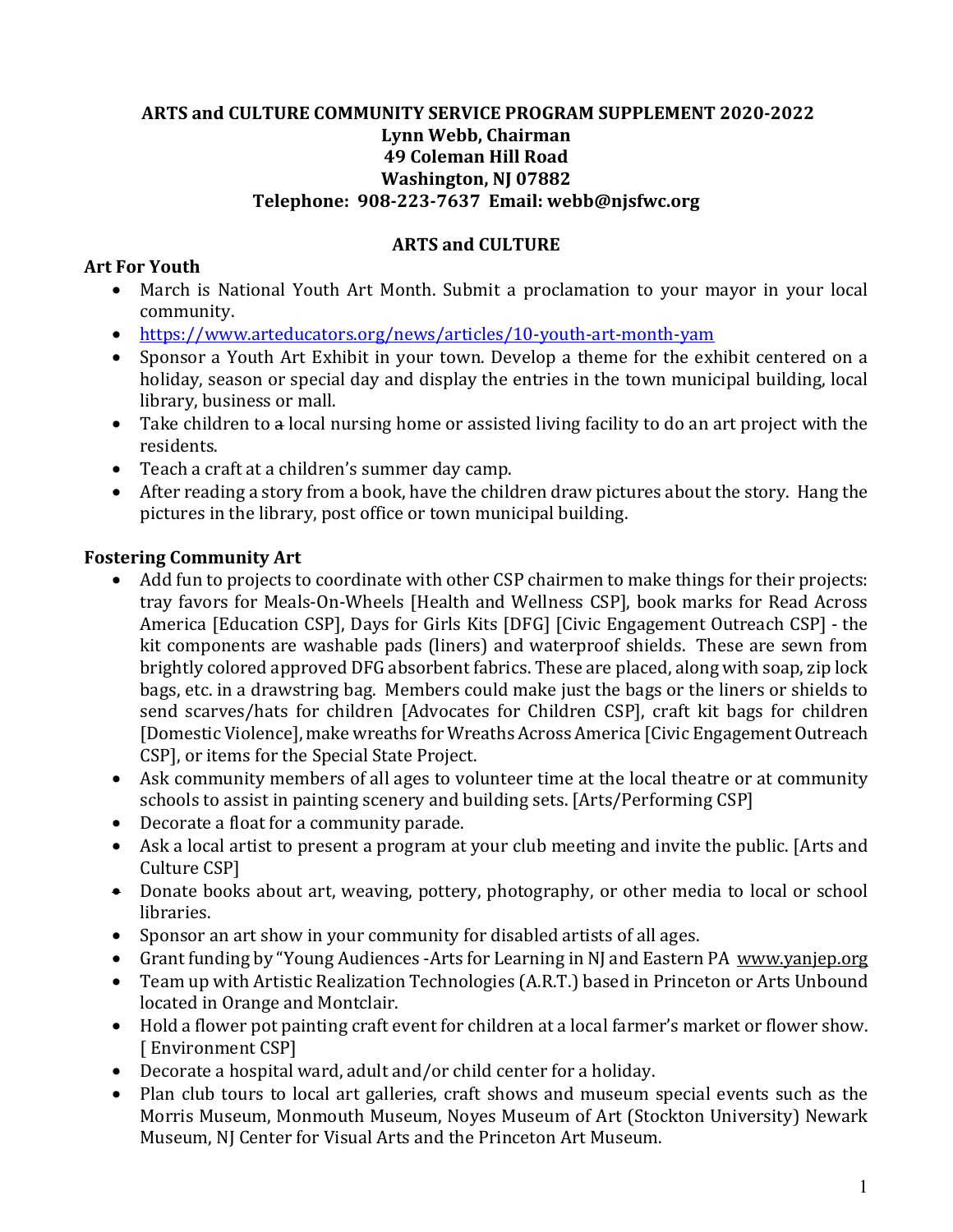**ARTS and CULTURE COMMUNITY SERVICE PROGRAM SUPPLEMENT 2020-2022**
**Lynn Webb, Chairman**
**49 Coleman Hill Road**
**Washington, NJ 07882**
**Telephone: 908-223-7637 Email: webb@njsfwc.org**

## ARTS and CULTURE

### Art For Youth

- March is National Youth Art Month. Submit a proclamation to your mayor in your local community.
- https://www.arteducators.org/news/articles/10-youth-art-month-yam
- Sponsor a Youth Art Exhibit in your town. Develop a theme for the exhibit centered on a holiday, season or special day and display the entries in the town municipal building, local library, business or mall.
- Take children to a local nursing home or assisted living facility to do an art project with the residents.
- Teach a craft at a children's summer day camp.
- After reading a story from a book, have the children draw pictures about the story. Hang the pictures in the library, post office or town municipal building.

### Fostering Community Art

- Add fun to projects to coordinate with other CSP chairmen to make things for their projects: tray favors for Meals-On-Wheels [Health and Wellness CSP], book marks for Read Across America [Education CSP], Days for Girls Kits [DFG] [Civic Engagement Outreach CSP] - the kit components are washable pads (liners) and waterproof shields. These are sewn from brightly colored approved DFG absorbent fabrics. These are placed, along with soap, zip lock bags, etc. in a drawstring bag. Members could make just the bags or the liners or shields to send scarves/hats for children [Advocates for Children CSP], craft kit bags for children [Domestic Violence], make wreaths for Wreaths Across America [Civic Engagement Outreach CSP], or items for the Special State Project.
- Ask community members of all ages to volunteer time at the local theatre or at community schools to assist in painting scenery and building sets. [Arts/Performing CSP]
- Decorate a float for a community parade.
- Ask a local artist to present a program at your club meeting and invite the public. [Arts and Culture CSP]
- Donate books about art, weaving, pottery, photography, or other media to local or school libraries.
- Sponsor an art show in your community for disabled artists of all ages.
- Grant funding by "Young Audiences -Arts for Learning in NJ and Eastern PA www.yanjep.org
- Team up with Artistic Realization Technologies (A.R.T.) based in Princeton or Arts Unbound located in Orange and Montclair.
- Hold a flower pot painting craft event for children at a local farmer's market or flower show. [ Environment CSP]
- Decorate a hospital ward, adult and/or child center for a holiday.
- Plan club tours to local art galleries, craft shows and museum special events such as the Morris Museum, Monmouth Museum, Noyes Museum of Art (Stockton University) Newark Museum, NJ Center for Visual Arts and the Princeton Art Museum.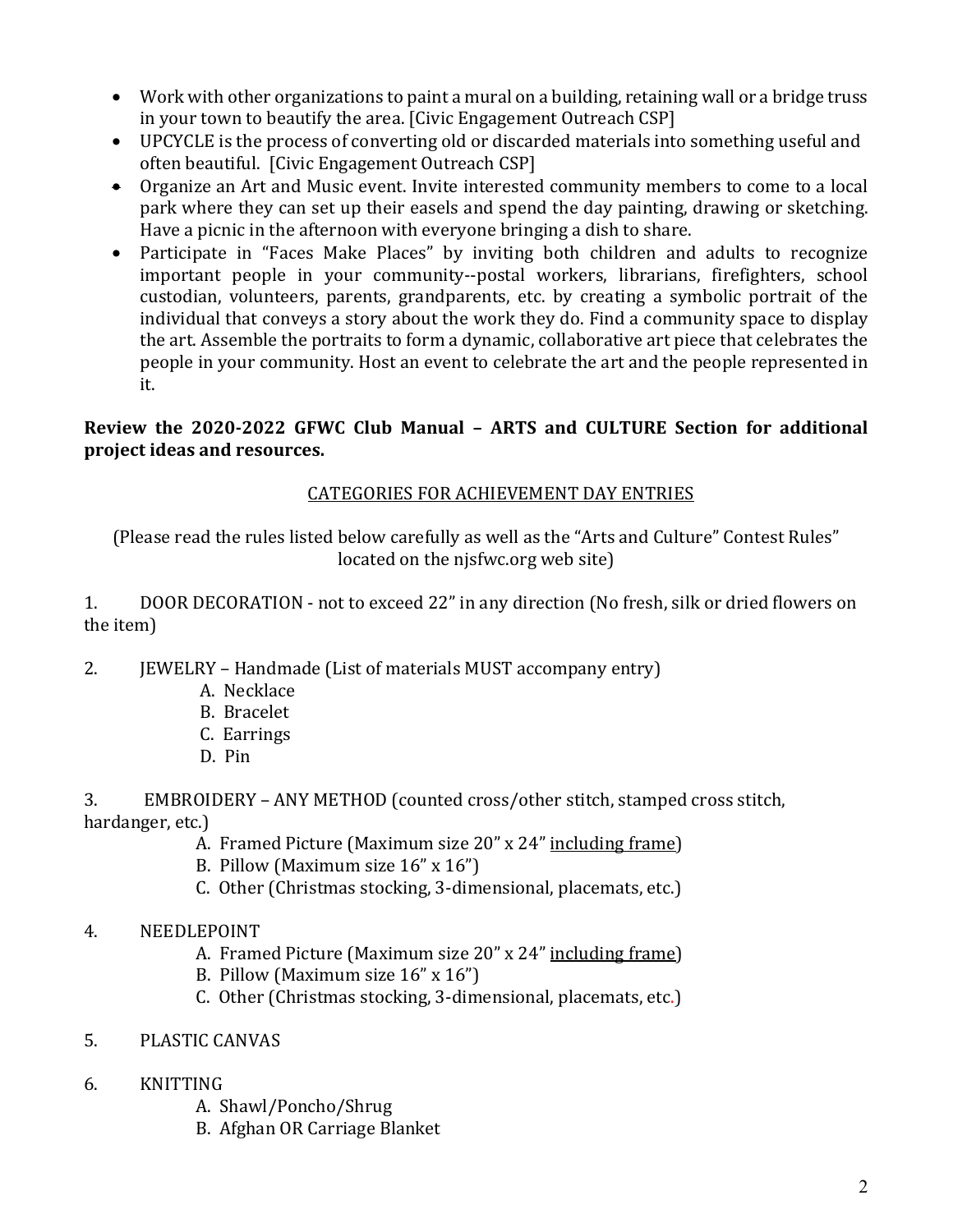- Work with other organizations to paint a mural on a building, retaining wall or a bridge truss in your town to beautify the area. [Civic Engagement Outreach CSP]
- UPCYCLE is the process of converting old or discarded materials into something useful and often beautiful. [Civic Engagement Outreach CSP]
- Organize an Art and Music event. Invite interested community members to come to a local park where they can set up their easels and spend the day painting, drawing or sketching. Have a picnic in the afternoon with everyone bringing a dish to share.
- Participate in "Faces Make Places" by inviting both children and adults to recognize important people in your community--postal workers, librarians, firefighters, school custodian, volunteers, parents, grandparents, etc. by creating a symbolic portrait of the individual that conveys a story about the work they do. Find a community space to display the art. Assemble the portraits to form a dynamic, collaborative art piece that celebrates the people in your community. Host an event to celebrate the art and the people represented in it.

**Review the 2020-2022 GFWC Club Manual – ARTS and CULTURE Section for additional project ideas and resources.**

## CATEGORIES FOR ACHIEVEMENT DAY ENTRIES

(Please read the rules listed below carefully as well as the "Arts and Culture" Contest Rules" located on the njsfwc.org web site)

1. DOOR DECORATION - not to exceed 22" in any direction (No fresh, silk or dried flowers on the item)

2. JEWELRY – Handmade (List of materials MUST accompany entry)
   - A. Necklace
   - B. Bracelet
   - C. Earrings
   - D. Pin

3. EMBROIDERY – ANY METHOD (counted cross/other stitch, stamped cross stitch, hardanger, etc.)
   - A. Framed Picture (Maximum size 20" x 24" including frame)
   - B. Pillow (Maximum size 16" x 16")
   - C. Other (Christmas stocking, 3-dimensional, placemats, etc.)

4. NEEDLEPOINT
   - A. Framed Picture (Maximum size 20" x 24" including frame)
   - B. Pillow (Maximum size 16" x 16")
   - C. Other (Christmas stocking, 3-dimensional, placemats, etc.)

5. PLASTIC CANVAS

6. KNITTING
   - A. Shawl/Poncho/Shrug
   - B. Afghan OR Carriage Blanket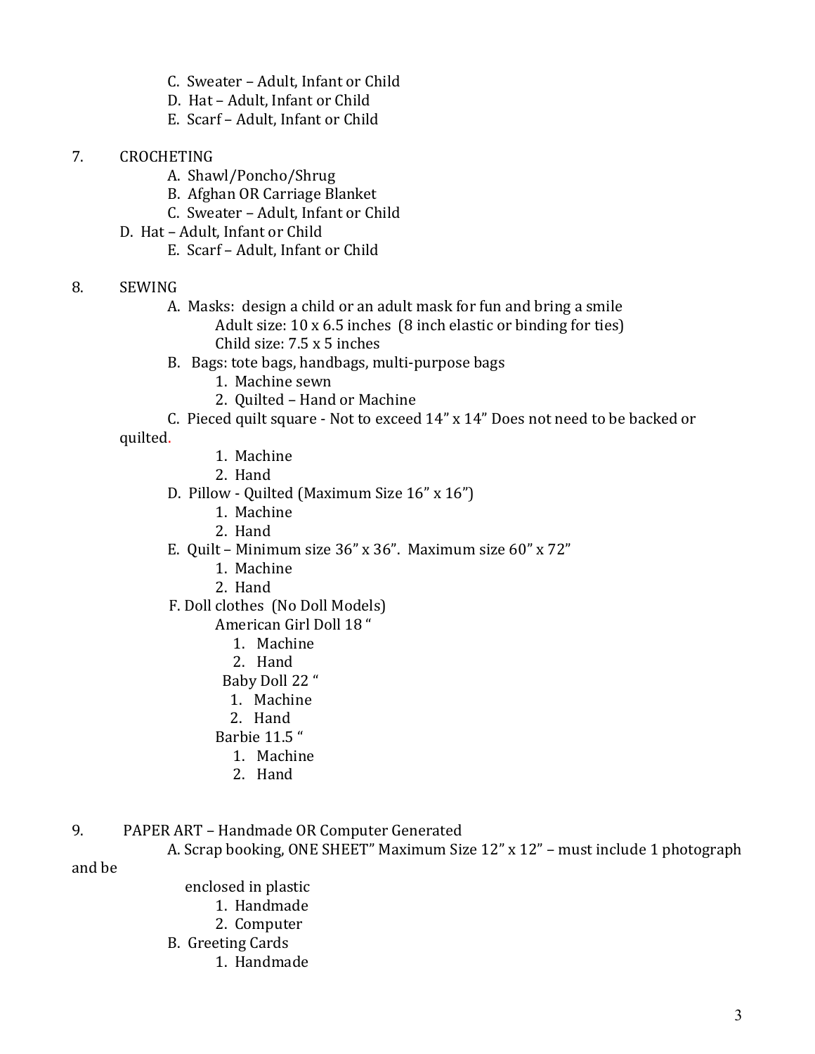C. Sweater – Adult, Infant or Child
D. Hat – Adult, Infant or Child
E. Scarf – Adult, Infant or Child

7. CROCHETING
   A. Shawl/Poncho/Shrug
   B. Afghan OR Carriage Blanket
   C. Sweater – Adult, Infant or Child
   D. Hat – Adult, Infant or Child
   E. Scarf – Adult, Infant or Child

8. SEWING
   A. Masks: design a child or an adult mask for fun and bring a smile
      Adult size: 10 x 6.5 inches (8 inch elastic or binding for ties)
      Child size: 7.5 x 5 inches
   B. Bags: tote bags, handbags, multi-purpose bags
      1. Machine sewn
      2. Quilted – Hand or Machine
   C. Pieced quilt square - Not to exceed 14” x 14” Does not need to be backed or quilted.
      1. Machine
      2. Hand
   D. Pillow - Quilted (Maximum Size 16” x 16”)
      1. Machine
      2. Hand
   E. Quilt – Minimum size 36” x 36”. Maximum size 60” x 72”
      1. Machine
      2. Hand
   F. Doll clothes (No Doll Models)
      American Girl Doll 18 “
         1. Machine
         2. Hand
      Baby Doll 22 “
         1. Machine
         2. Hand
      Barbie 11.5 “
         1. Machine
         2. Hand

9. PAPER ART – Handmade OR Computer Generated
   A. Scrap booking, ONE SHEET” Maximum Size 12” x 12” – must include 1 photograph and be enclosed in plastic
      1. Handmade
      2. Computer
   B. Greeting Cards
      1. Handmade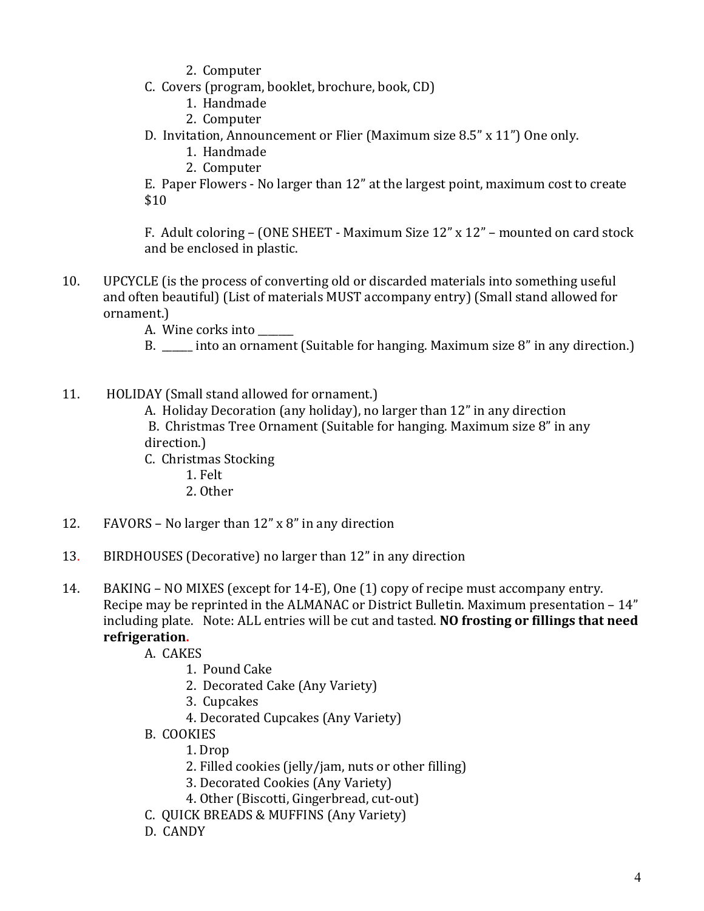2. Computer

C. Covers (program, booklet, brochure, book, CD)
   1. Handmade
   2. Computer

D. Invitation, Announcement or Flier (Maximum size 8.5" x 11") One only.
   1. Handmade
   2. Computer

E. Paper Flowers - No larger than 12" at the largest point, maximum cost to create $10

F. Adult coloring – (ONE SHEET - Maximum Size 12" x 12" – mounted on card stock and be enclosed in plastic.

10. UPCYCLE (is the process of converting old or discarded materials into something useful and often beautiful) (List of materials MUST accompany entry) (Small stand allowed for ornament.)
    - A. Wine corks into _______
    - B. ______ into an ornament (Suitable for hanging. Maximum size 8" in any direction.)

11. HOLIDAY (Small stand allowed for ornament.)
    - A. Holiday Decoration (any holiday), no larger than 12" in any direction
    - B. Christmas Tree Ornament (Suitable for hanging. Maximum size 8" in any direction.)
    - C. Christmas Stocking
      1. Felt
      2. Other

12. FAVORS – No larger than 12" x 8" in any direction

13. BIRDHOUSES (Decorative) no larger than 12" in any direction

14. BAKING – NO MIXES (except for 14-E), One (1) copy of recipe must accompany entry. Recipe may be reprinted in the ALMANAC or District Bulletin. Maximum presentation – 14" including plate. Note: ALL entries will be cut and tasted. **NO frosting or fillings that need refrigeration.**
    - A. CAKES
      1. Pound Cake
      2. Decorated Cake (Any Variety)
      3. Cupcakes
      4. Decorated Cupcakes (Any Variety)
    - B. COOKIES
      1. Drop
      2. Filled cookies (jelly/jam, nuts or other filling)
      3. Decorated Cookies (Any Variety)
      4. Other (Biscotti, Gingerbread, cut-out)
    - C. QUICK BREADS & MUFFINS (Any Variety)
    - D. CANDY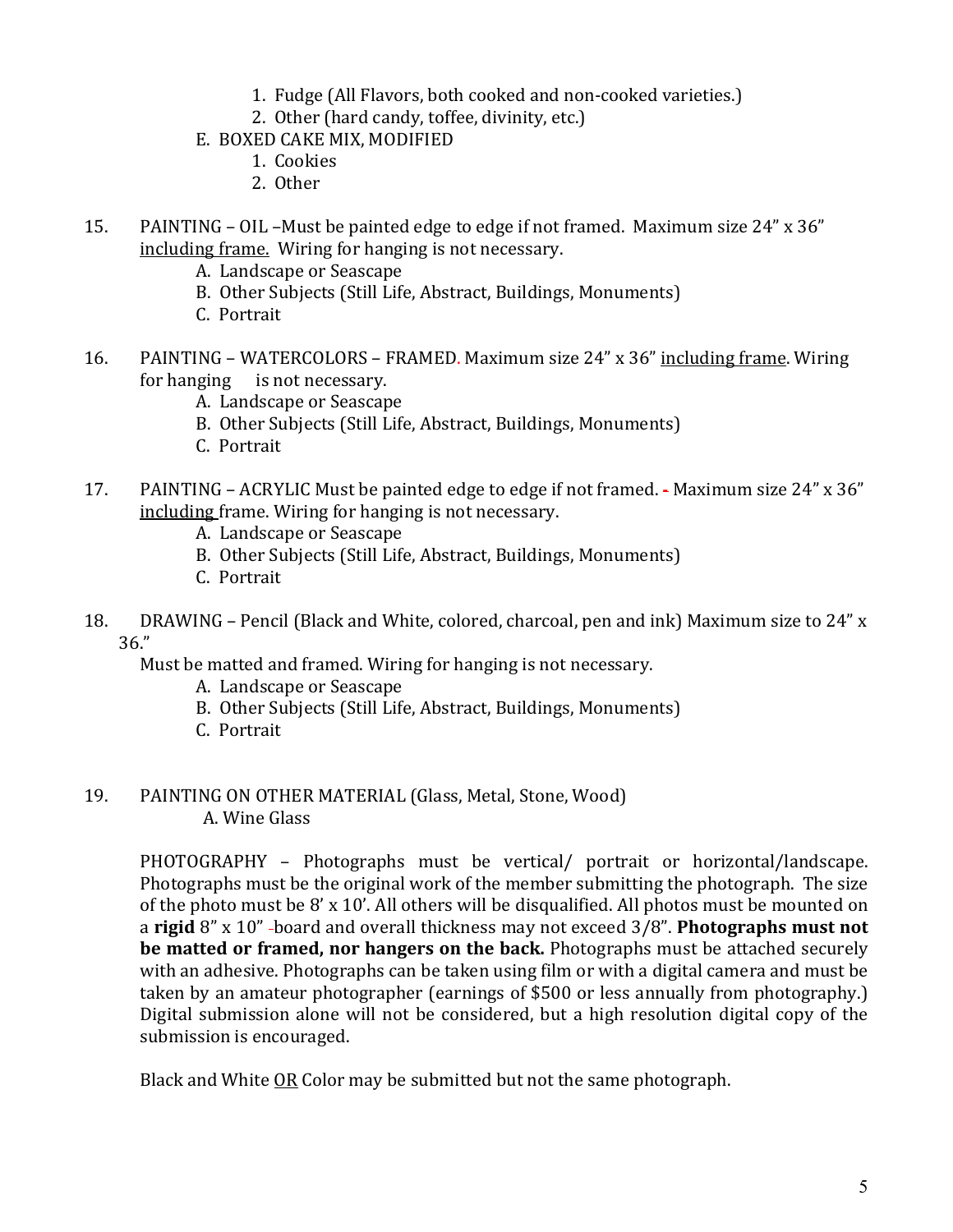1. Fudge (All Flavors, both cooked and non-cooked varieties.)
   2. Other (hard candy, toffee, divinity, etc.)

E. BOXED CAKE MIX, MODIFIED
   1. Cookies
   2. Other

15. PAINTING – OIL –Must be painted edge to edge if not framed. Maximum size 24" x 36" <u>including frame.</u> Wiring for hanging is not necessary.
    - A. Landscape or Seascape
    - B. Other Subjects (Still Life, Abstract, Buildings, Monuments)
    - C. Portrait

16. PAINTING – WATERCOLORS – FRAMED. Maximum size 24" x 36" <u>including frame</u>. Wiring for hanging is not necessary.
    - A. Landscape or Seascape
    - B. Other Subjects (Still Life, Abstract, Buildings, Monuments)
    - C. Portrait

17. PAINTING – ACRYLIC Must be painted edge to edge if not framed. - Maximum size 24" x 36" <u>including</u> frame. Wiring for hanging is not necessary.
    - A. Landscape or Seascape
    - B. Other Subjects (Still Life, Abstract, Buildings, Monuments)
    - C. Portrait

18. DRAWING – Pencil (Black and White, colored, charcoal, pen and ink) Maximum size to 24" x 36."
    Must be matted and framed. Wiring for hanging is not necessary.
    - A. Landscape or Seascape
    - B. Other Subjects (Still Life, Abstract, Buildings, Monuments)
    - C. Portrait

19. PAINTING ON OTHER MATERIAL (Glass, Metal, Stone, Wood)
    - A. Wine Glass

PHOTOGRAPHY – Photographs must be vertical/ portrait or horizontal/landscape. Photographs must be the original work of the member submitting the photograph. The size of the photo must be 8' x 10'. All others will be disqualified. All photos must be mounted on a **rigid** 8" x 10" board and overall thickness may not exceed 3/8". **Photographs must not be matted or framed, nor hangers on the back.** Photographs must be attached securely with an adhesive. Photographs can be taken using film or with a digital camera and must be taken by an amateur photographer (earnings of $500 or less annually from photography.) Digital submission alone will not be considered, but a high resolution digital copy of the submission is encouraged.

Black and White <u>OR</u> Color may be submitted but not the same photograph.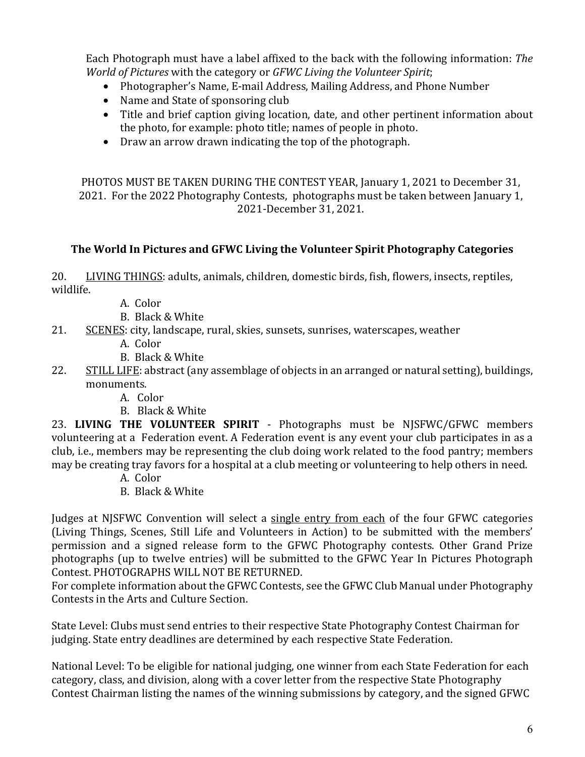Each Photograph must have a label affixed to the back with the following information: *The World of Pictures* with the category or *GFWC Living the Volunteer Spirit*;

- Photographer's Name, E-mail Address, Mailing Address, and Phone Number
- Name and State of sponsoring club
- Title and brief caption giving location, date, and other pertinent information about the photo, for example: photo title; names of people in photo.
- Draw an arrow drawn indicating the top of the photograph.

PHOTOS MUST BE TAKEN DURING THE CONTEST YEAR, January 1, 2021 to December 31, 2021. For the 2022 Photography Contests, photographs must be taken between January 1, 2021-December 31, 2021.

### The World In Pictures and GFWC Living the Volunteer Spirit Photography Categories

20. LIVING THINGS: adults, animals, children, domestic birds, fish, flowers, insects, reptiles, wildlife.
    - A. Color
    - B. Black & White
21. SCENES: city, landscape, rural, skies, sunsets, sunrises, waterscapes, weather
    - A. Color
    - B. Black & White
22. STILL LIFE: abstract (any assemblage of objects in an arranged or natural setting), buildings, monuments.
    - A. Color
    - B. Black & White
23. **LIVING THE VOLUNTEER SPIRIT** - Photographs must be NJSFWC/GFWC members volunteering at a Federation event. A Federation event is any event your club participates in as a club, i.e., members may be representing the club doing work related to the food pantry; members may be creating tray favors for a hospital at a club meeting or volunteering to help others in need.
    - A. Color
    - B. Black & White

Judges at NJSFWC Convention will select a single entry from each of the four GFWC categories (Living Things, Scenes, Still Life and Volunteers in Action) to be submitted with the members' permission and a signed release form to the GFWC Photography contests. Other Grand Prize photographs (up to twelve entries) will be submitted to the GFWC Year In Pictures Photograph Contest. PHOTOGRAPHS WILL NOT BE RETURNED.
For complete information about the GFWC Contests, see the GFWC Club Manual under Photography Contests in the Arts and Culture Section.

State Level: Clubs must send entries to their respective State Photography Contest Chairman for judging. State entry deadlines are determined by each respective State Federation.

National Level: To be eligible for national judging, one winner from each State Federation for each category, class, and division, along with a cover letter from the respective State Photography Contest Chairman listing the names of the winning submissions by category, and the signed GFWC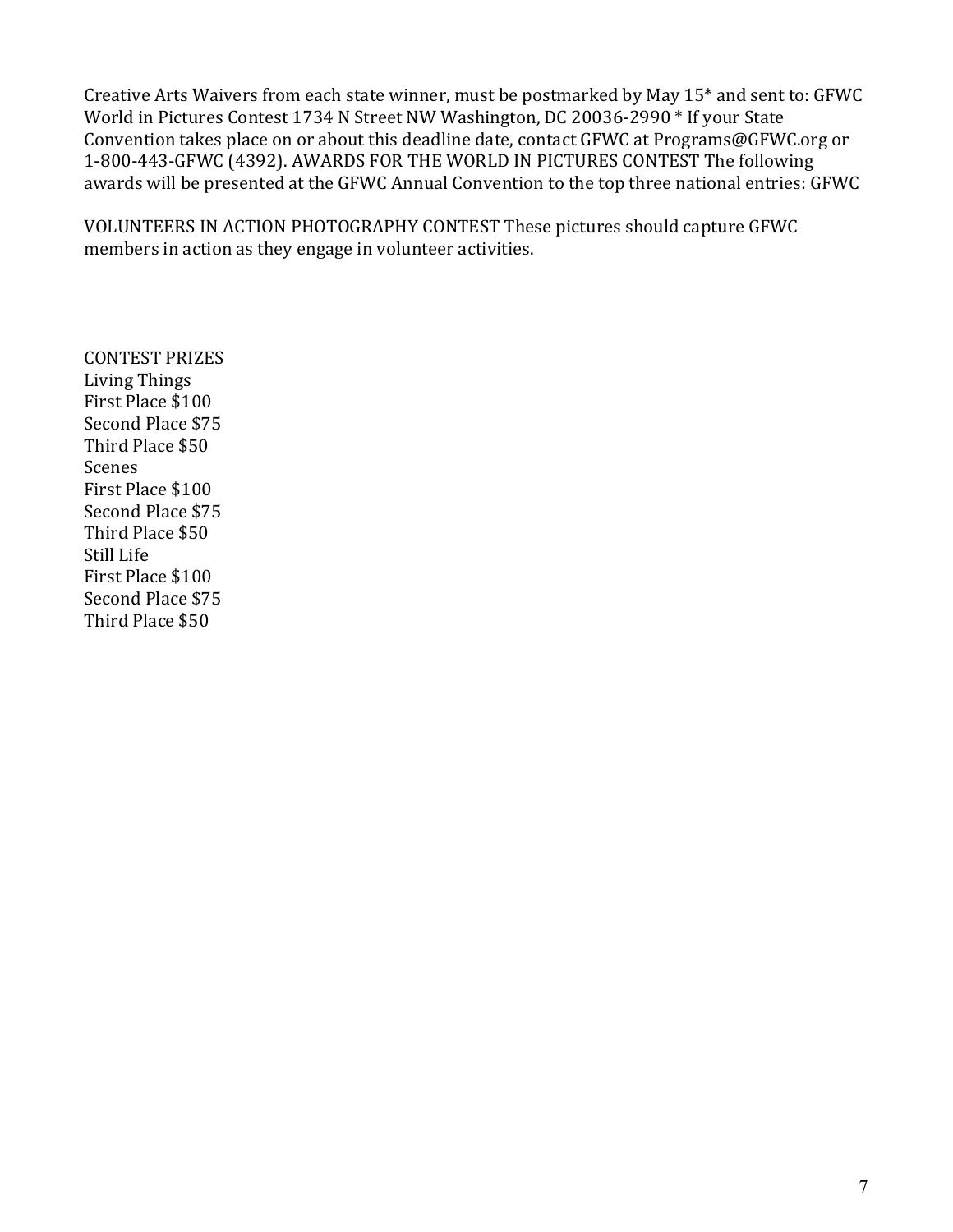Creative Arts Waivers from each state winner, must be postmarked by May 15* and sent to: GFWC World in Pictures Contest 1734 N Street NW Washington, DC 20036-2990 * If your State Convention takes place on or about this deadline date, contact GFWC at Programs@GFWC.org or 1-800-443-GFWC (4392). AWARDS FOR THE WORLD IN PICTURES CONTEST The following awards will be presented at the GFWC Annual Convention to the top three national entries: GFWC

VOLUNTEERS IN ACTION PHOTOGRAPHY CONTEST These pictures should capture GFWC members in action as they engage in volunteer activities.

CONTEST PRIZES
Living Things
First Place $100
Second Place $75
Third Place $50
Scenes
First Place $100
Second Place $75
Third Place $50
Still Life
First Place $100
Second Place $75
Third Place $50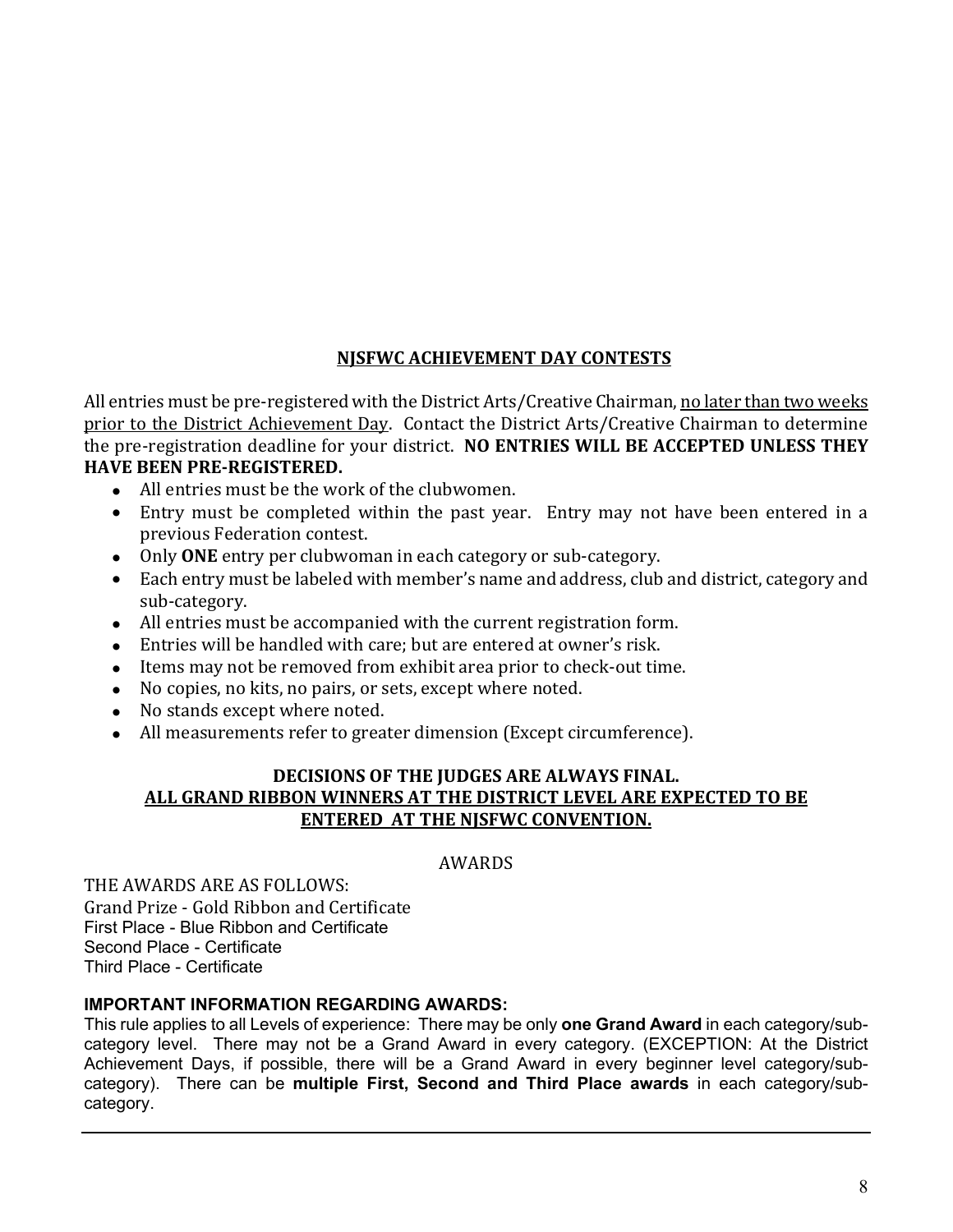## <u>NJSFWC ACHIEVEMENT DAY CONTESTS</u>

All entries must be pre-registered with the District Arts/Creative Chairman, <u>no later than two weeks prior to the District Achievement Day</u>. Contact the District Arts/Creative Chairman to determine the pre-registration deadline for your district. **NO ENTRIES WILL BE ACCEPTED UNLESS THEY HAVE BEEN PRE-REGISTERED.**

- All entries must be the work of the clubwomen.
- Entry must be completed within the past year. Entry may not have been entered in a previous Federation contest.
- Only **ONE** entry per clubwoman in each category or sub-category.
- Each entry must be labeled with member's name and address, club and district, category and sub-category.
- All entries must be accompanied with the current registration form.
- Entries will be handled with care; but are entered at owner's risk.
- Items may not be removed from exhibit area prior to check-out time.
- No copies, no kits, no pairs, or sets, except where noted.
- No stands except where noted.
- All measurements refer to greater dimension (Except circumference).

**DECISIONS OF THE JUDGES ARE ALWAYS FINAL.**
**<u>ALL GRAND RIBBON WINNERS AT THE DISTRICT LEVEL ARE EXPECTED TO BE ENTERED AT THE NJSFWC CONVENTION.</u>**

AWARDS

THE AWARDS ARE AS FOLLOWS:
Grand Prize - Gold Ribbon and Certificate
First Place - Blue Ribbon and Certificate
Second Place - Certificate
Third Place - Certificate

**IMPORTANT INFORMATION REGARDING AWARDS:**
This rule applies to all Levels of experience: There may be only **one Grand Award** in each category/sub-category level. There may not be a Grand Award in every category. (EXCEPTION: At the District Achievement Days, if possible, there will be a Grand Award in every beginner level category/sub-category). There can be **multiple First, Second and Third Place awards** in each category/sub-category.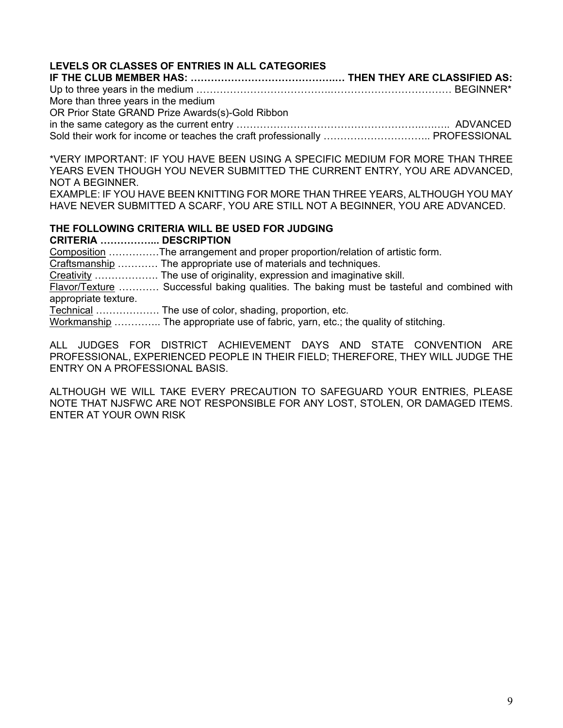**LEVELS OR CLASSES OF ENTRIES IN ALL CATEGORIES**

**IF THE CLUB MEMBER HAS: ……………………………………… THEN THEY ARE CLASSIFIED AS:**

Up to three years in the medium ………………………………………………………………… BEGINNER*

More than three years in the medium
OR Prior State GRAND Prize Awards(s)-Gold Ribbon
in the same category as the current entry ………………………………………………………. ADVANCED

Sold their work for income or teaches the craft professionally ………………………….. PROFESSIONAL

*VERY IMPORTANT: IF YOU HAVE BEEN USING A SPECIFIC MEDIUM FOR MORE THAN THREE YEARS EVEN THOUGH YOU NEVER SUBMITTED THE CURRENT ENTRY, YOU ARE ADVANCED, NOT A BEGINNER.

EXAMPLE: IF YOU HAVE BEEN KNITTING FOR MORE THAN THREE YEARS, ALTHOUGH YOU MAY HAVE NEVER SUBMITTED A SCARF, YOU ARE STILL NOT A BEGINNER, YOU ARE ADVANCED.

**THE FOLLOWING CRITERIA WILL BE USED FOR JUDGING**

**CRITERIA …………….. DESCRIPTION**

Composition ……………The arrangement and proper proportion/relation of artistic form.

Craftsmanship ………… The appropriate use of materials and techniques.

Creativity ………………. The use of originality, expression and imaginative skill.

Flavor/Texture ………… Successful baking qualities. The baking must be tasteful and combined with appropriate texture.

Technical ………………. The use of color, shading, proportion, etc.

Workmanship ………….. The appropriate use of fabric, yarn, etc.; the quality of stitching.

ALL JUDGES FOR DISTRICT ACHIEVEMENT DAYS AND STATE CONVENTION ARE PROFESSIONAL, EXPERIENCED PEOPLE IN THEIR FIELD; THEREFORE, THEY WILL JUDGE THE ENTRY ON A PROFESSIONAL BASIS.

ALTHOUGH WE WILL TAKE EVERY PRECAUTION TO SAFEGUARD YOUR ENTRIES, PLEASE NOTE THAT NJSFWC ARE NOT RESPONSIBLE FOR ANY LOST, STOLEN, OR DAMAGED ITEMS. ENTER AT YOUR OWN RISK